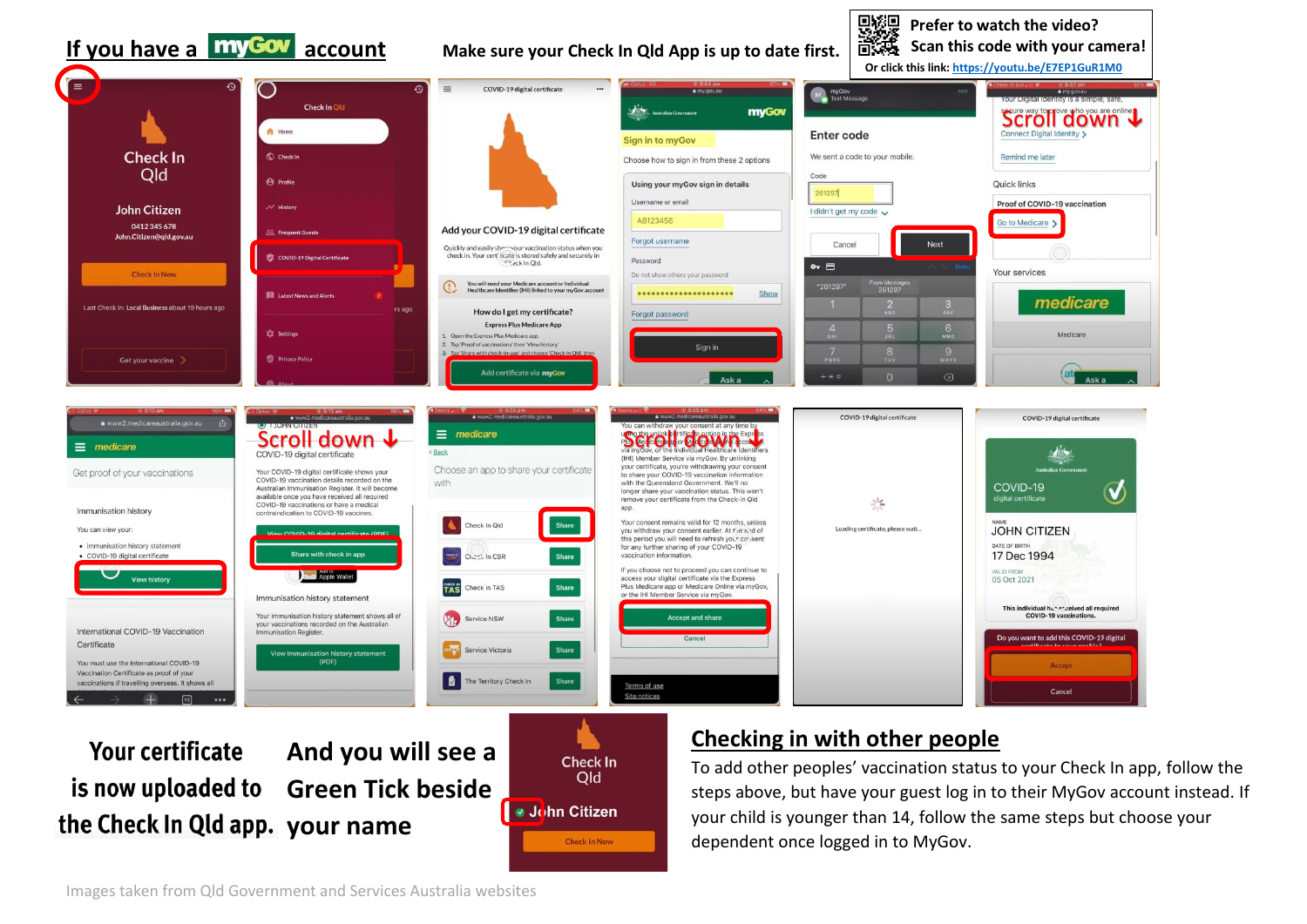## If you have a myGov account

Make sure your Check In Qld App is up to date first.

Prefer to watch the video?
Scan this code with your camera!
Or click this link: https://youtu.be/E7EP1GuR1M0

Scroll down ↓

Scroll down ↓

Scroll down ↓

**Your certificate is now uploaded to the Check In Qld app.**

**And you will see a Green Tick beside your name**

## Checking in with other people

To add other peoples' vaccination status to your Check In app, follow the steps above, but have your guest log in to their MyGov account instead. If your child is younger than 14, follow the same steps but choose your dependent once logged in to MyGov.

Images taken from Qld Government and Services Australia websites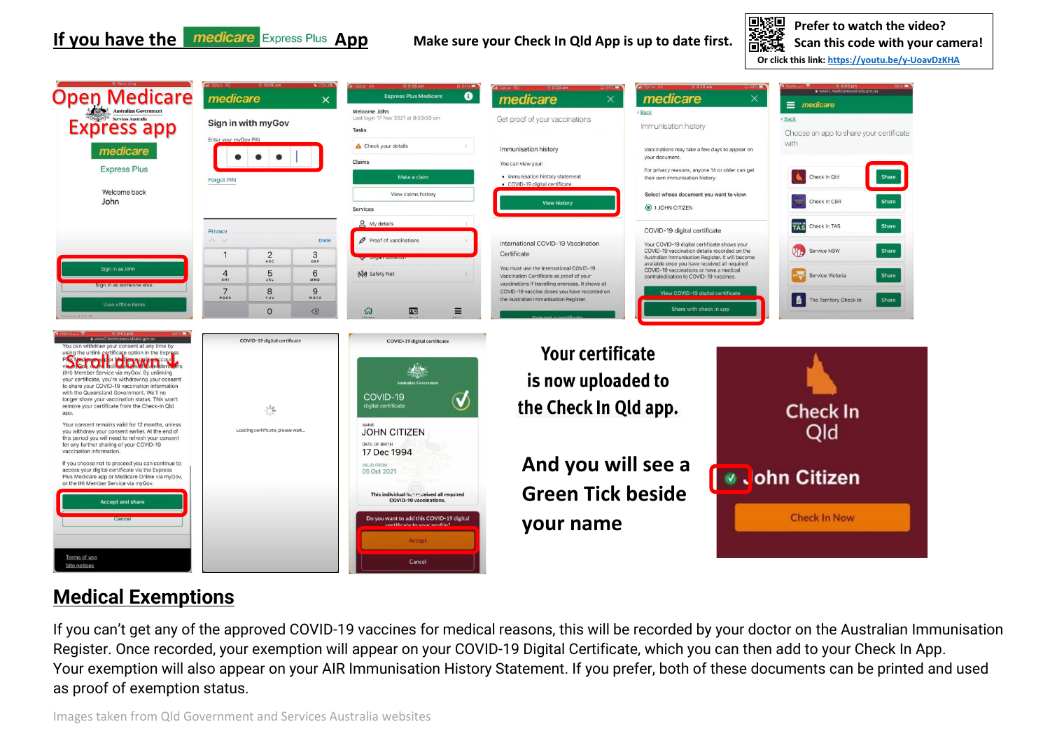## If you have the medicare Express Plus App

**Make sure your Check In Qld App is up to date first.**

Prefer to watch the video?
Scan this code with your camera!
Or click this link: https://youtu.be/y-UoavDzKHA

Open Medicare Express app

Scroll down

**Your certificate is now uploaded to the Check In Qld app.**

**And you will see a Green Tick beside your name**

## Medical Exemptions

If you can't get any of the approved COVID-19 vaccines for medical reasons, this will be recorded by your doctor on the Australian Immunisation Register. Once recorded, your exemption will appear on your COVID-19 Digital Certificate, which you can then add to your Check In App.
Your exemption will also appear on your AIR Immunisation History Statement. If you prefer, both of these documents can be printed and used as proof of exemption status.

Images taken from Qld Government and Services Australia websites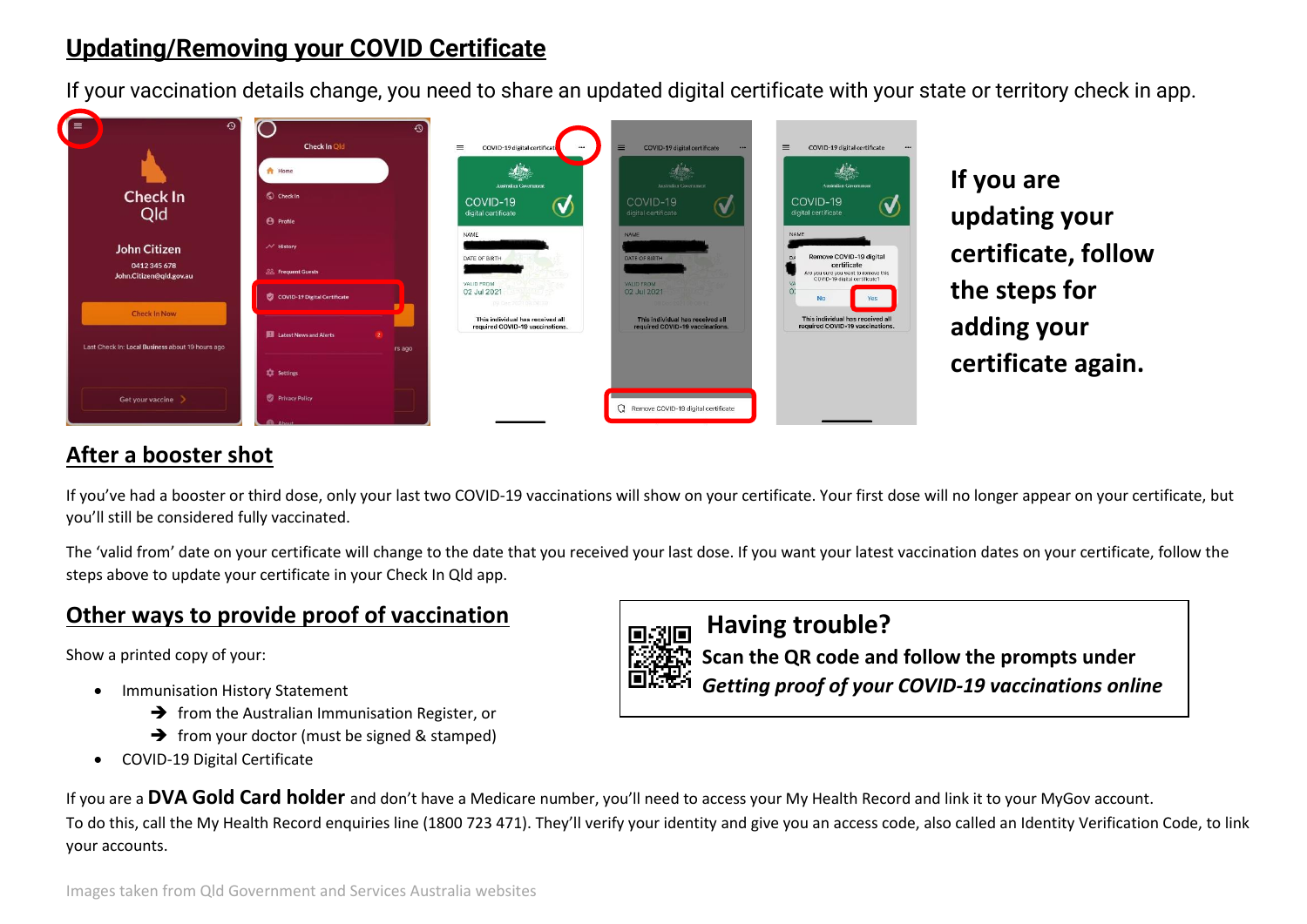## Updating/Removing your COVID Certificate

If your vaccination details change, you need to share an updated digital certificate with your state or territory check in app.

**If you are updating your certificate, follow the steps for adding your certificate again.**

## After a booster shot

If you've had a booster or third dose, only your last two COVID-19 vaccinations will show on your certificate. Your first dose will no longer appear on your certificate, but you'll still be considered fully vaccinated.

The 'valid from' date on your certificate will change to the date that you received your last dose. If you want your latest vaccination dates on your certificate, follow the steps above to update your certificate in your Check In Qld app.

## Other ways to provide proof of vaccination

Show a printed copy of your:

- Immunisation History Statement
  - ➔ from the Australian Immunisation Register, or
  - ➔ from your doctor (must be signed & stamped)
- COVID-19 Digital Certificate

### Having trouble?

**Scan the QR code and follow the prompts under *Getting proof of your COVID-19 vaccinations online***

If you are a **DVA Gold Card holder** and don't have a Medicare number, you'll need to access your My Health Record and link it to your MyGov account.
To do this, call the My Health Record enquiries line (1800 723 471). They'll verify your identity and give you an access code, also called an Identity Verification Code, to link your accounts.

Images taken from Qld Government and Services Australia websites